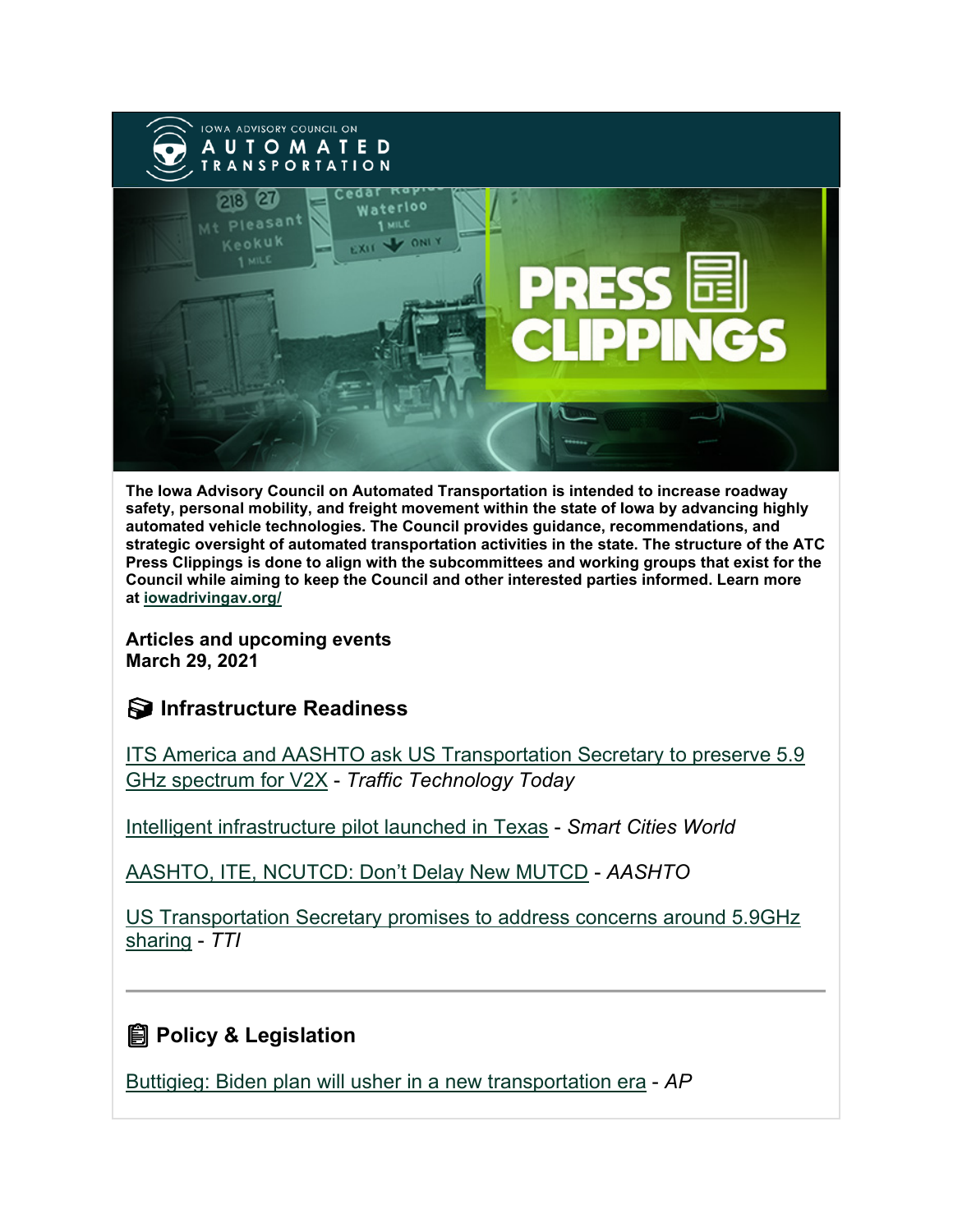The Iowa Advisory Council on Automated Transportation is intended to increase roadway safety, personal mobility, and freight movement within the state of Iowa by advancing highly automated vehicle technologies. The Council provides guidance, recommendations, and strategic oversight of automated transportation activities in the state. The structure of the ATC Press Clippings is done to align with the subcommittees and working groups that exist for the Council while aiming to keep the Council and other interested parties informed. Learn more at iowadrivingav.org/

**Articles and upcoming events**
**March 29, 2021**

## Infrastructure Readiness

ITS America and AASHTO ask US Transportation Secretary to preserve 5.9 GHz spectrum for V2X - *Traffic Technology Today*

Intelligent infrastructure pilot launched in Texas - *Smart Cities World*

AASHTO, ITE, NCUTCD: Don't Delay New MUTCD - *AASHTO*

US Transportation Secretary promises to address concerns around 5.9GHz sharing - *TTI*

---

## Policy & Legislation

Buttigieg: Biden plan will usher in a new transportation era - *AP*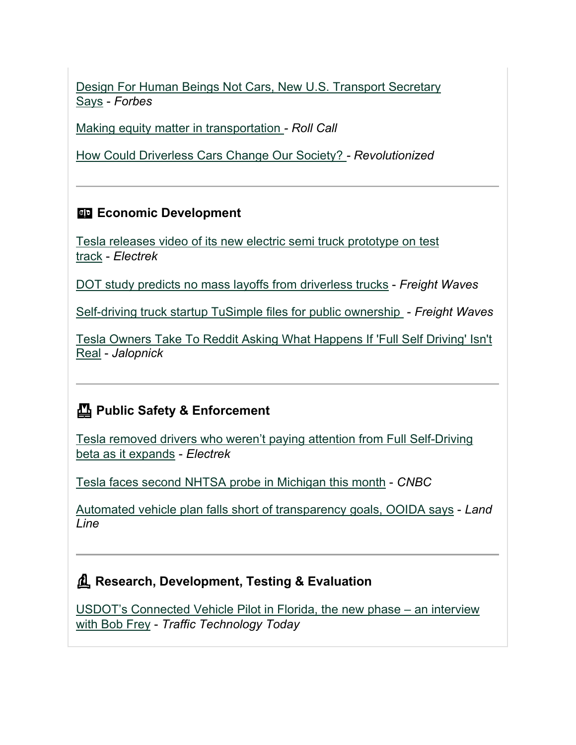Design For Human Beings Not Cars, New U.S. Transport Secretary Says - *Forbes*

Making equity matter in transportation - *Roll Call*

How Could Driverless Cars Change Our Society? - *Revolutionized*

---

## Economic Development

Tesla releases video of its new electric semi truck prototype on test track - *Electrek*

DOT study predicts no mass layoffs from driverless trucks - *Freight Waves*

Self-driving truck startup TuSimple files for public ownership - *Freight Waves*

Tesla Owners Take To Reddit Asking What Happens If 'Full Self Driving' Isn't Real - *Jalopnick*

---

## Public Safety & Enforcement

Tesla removed drivers who weren't paying attention from Full Self-Driving beta as it expands - *Electrek*

Tesla faces second NHTSA probe in Michigan this month - *CNBC*

Automated vehicle plan falls short of transparency goals, OOIDA says - *Land Line*

---

## Research, Development, Testing & Evaluation

USDOT's Connected Vehicle Pilot in Florida, the new phase – an interview with Bob Frey - *Traffic Technology Today*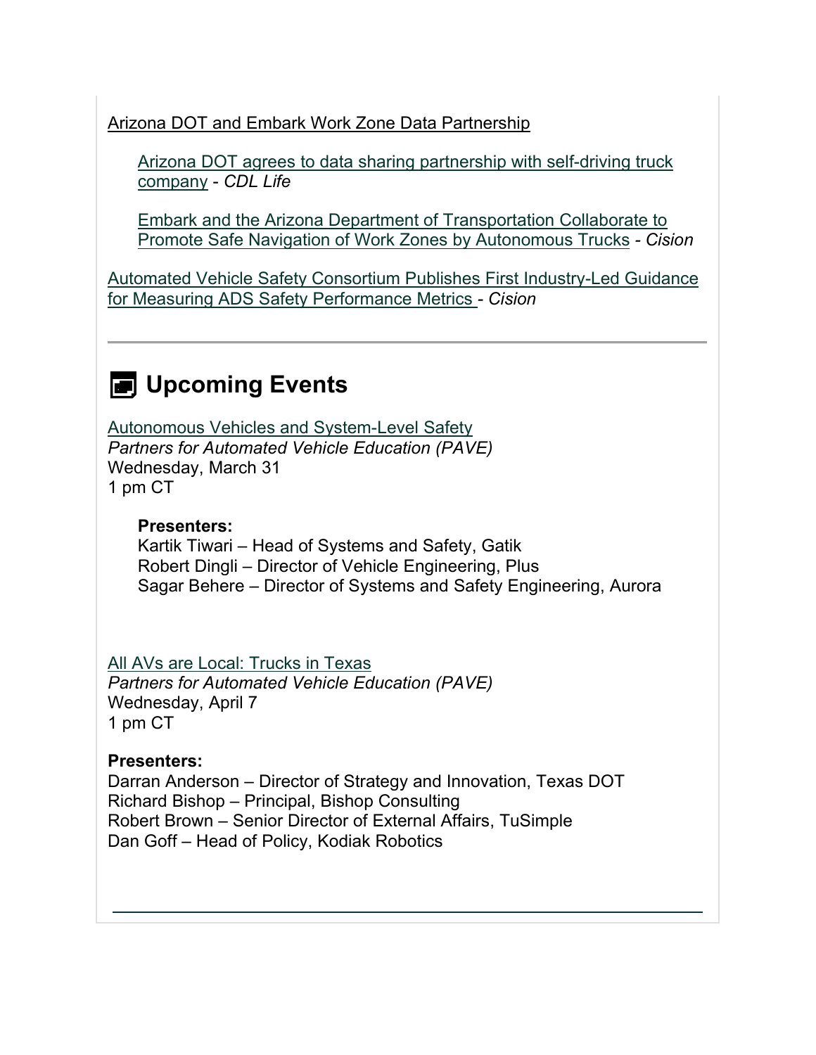Arizona DOT and Embark Work Zone Data Partnership

> Arizona DOT agrees to data sharing partnership with self-driving truck company - *CDL Life*
>
> Embark and the Arizona Department of Transportation Collaborate to Promote Safe Navigation of Work Zones by Autonomous Trucks - *Cision*

Automated Vehicle Safety Consortium Publishes First Industry-Led Guidance for Measuring ADS Safety Performance Metrics - *Cision*

---

## Upcoming Events

Autonomous Vehicles and System-Level Safety
*Partners for Automated Vehicle Education (PAVE)*
Wednesday, March 31
1 pm CT

> **Presenters:**
> Kartik Tiwari – Head of Systems and Safety, Gatik
> Robert Dingli – Director of Vehicle Engineering, Plus
> Sagar Behere – Director of Systems and Safety Engineering, Aurora

All AVs are Local: Trucks in Texas
*Partners for Automated Vehicle Education (PAVE)*
Wednesday, April 7
1 pm CT

**Presenters:**
Darran Anderson – Director of Strategy and Innovation, Texas DOT
Richard Bishop – Principal, Bishop Consulting
Robert Brown – Senior Director of External Affairs, TuSimple
Dan Goff – Head of Policy, Kodiak Robotics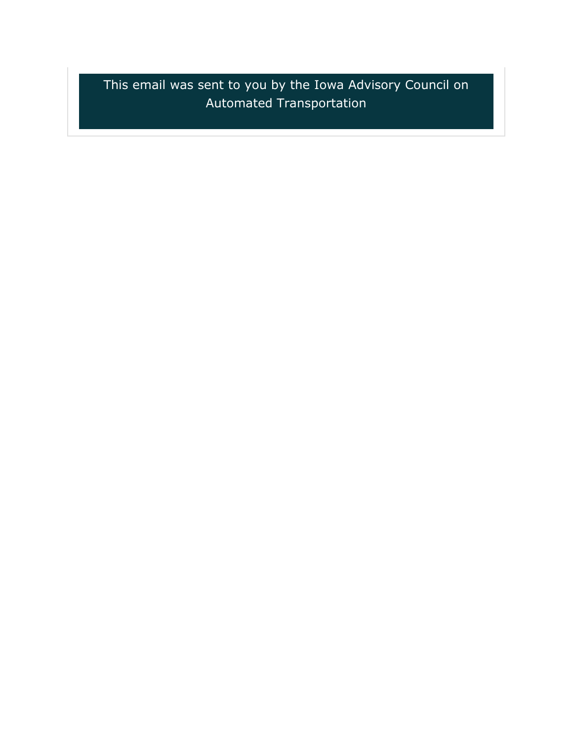This email was sent to you by the Iowa Advisory Council on Automated Transportation